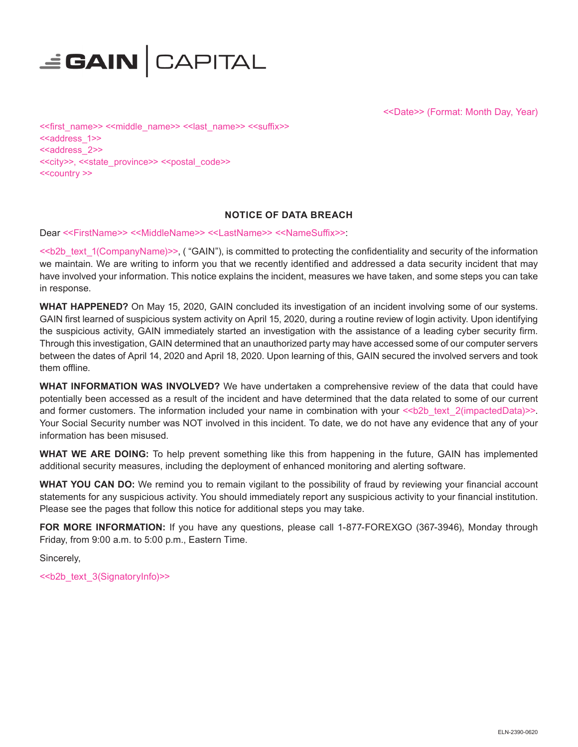GAIN | CAPITAL

<<Date>> (Format: Month Day, Year)

<<first_name>> <<middle_name>> <<last_name>> <<suffix>>
<<address_1>>
<<address_2>>
<<city>>, <<state_province>> <<postal_code>>
<<country >>

## NOTICE OF DATA BREACH

Dear <<FirstName>> <<MiddleName>> <<LastName>> <<NameSuffix>>:

<<b2b_text_1(CompanyName)>>, ( "GAIN"), is committed to protecting the confidentiality and security of the information we maintain. We are writing to inform you that we recently identified and addressed a data security incident that may have involved your information. This notice explains the incident, measures we have taken, and some steps you can take in response.

**WHAT HAPPENED?** On May 15, 2020, GAIN concluded its investigation of an incident involving some of our systems. GAIN first learned of suspicious system activity on April 15, 2020, during a routine review of login activity. Upon identifying the suspicious activity, GAIN immediately started an investigation with the assistance of a leading cyber security firm. Through this investigation, GAIN determined that an unauthorized party may have accessed some of our computer servers between the dates of April 14, 2020 and April 18, 2020. Upon learning of this, GAIN secured the involved servers and took them offline.

**WHAT INFORMATION WAS INVOLVED?** We have undertaken a comprehensive review of the data that could have potentially been accessed as a result of the incident and have determined that the data related to some of our current and former customers. The information included your name in combination with your <<b2b_text_2(impactedData)>>. Your Social Security number was NOT involved in this incident. To date, we do not have any evidence that any of your information has been misused.

**WHAT WE ARE DOING:** To help prevent something like this from happening in the future, GAIN has implemented additional security measures, including the deployment of enhanced monitoring and alerting software.

**WHAT YOU CAN DO:** We remind you to remain vigilant to the possibility of fraud by reviewing your financial account statements for any suspicious activity. You should immediately report any suspicious activity to your financial institution. Please see the pages that follow this notice for additional steps you may take.

**FOR MORE INFORMATION:** If you have any questions, please call 1-877-FOREXGO (367-3946), Monday through Friday, from 9:00 a.m. to 5:00 p.m., Eastern Time.

Sincerely,

<<b2b_text_3(SignatoryInfo)>>

ELN-2390-0620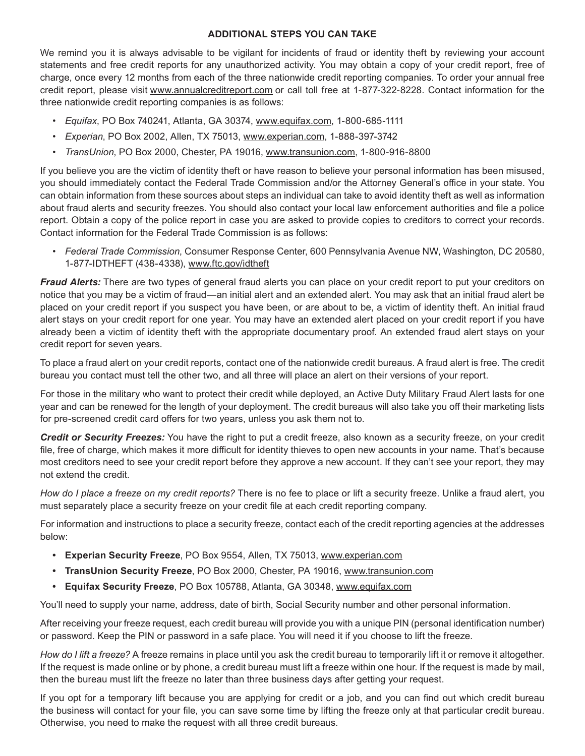## ADDITIONAL STEPS YOU CAN TAKE

We remind you it is always advisable to be vigilant for incidents of fraud or identity theft by reviewing your account statements and free credit reports for any unauthorized activity. You may obtain a copy of your credit report, free of charge, once every 12 months from each of the three nationwide credit reporting companies. To order your annual free credit report, please visit www.annualcreditreport.com or call toll free at 1-877-322-8228. Contact information for the three nationwide credit reporting companies is as follows:

- *Equifax*, PO Box 740241, Atlanta, GA 30374, www.equifax.com, 1-800-685-1111
- *Experian*, PO Box 2002, Allen, TX 75013, www.experian.com, 1-888-397-3742
- *TransUnion*, PO Box 2000, Chester, PA 19016, www.transunion.com, 1-800-916-8800

If you believe you are the victim of identity theft or have reason to believe your personal information has been misused, you should immediately contact the Federal Trade Commission and/or the Attorney General's office in your state. You can obtain information from these sources about steps an individual can take to avoid identity theft as well as information about fraud alerts and security freezes. You should also contact your local law enforcement authorities and file a police report. Obtain a copy of the police report in case you are asked to provide copies to creditors to correct your records. Contact information for the Federal Trade Commission is as follows:

- *Federal Trade Commission*, Consumer Response Center, 600 Pennsylvania Avenue NW, Washington, DC 20580, 1-877-IDTHEFT (438-4338), www.ftc.gov/idtheft

***Fraud Alerts:*** There are two types of general fraud alerts you can place on your credit report to put your creditors on notice that you may be a victim of fraud—an initial alert and an extended alert. You may ask that an initial fraud alert be placed on your credit report if you suspect you have been, or are about to be, a victim of identity theft. An initial fraud alert stays on your credit report for one year. You may have an extended alert placed on your credit report if you have already been a victim of identity theft with the appropriate documentary proof. An extended fraud alert stays on your credit report for seven years.

To place a fraud alert on your credit reports, contact one of the nationwide credit bureaus. A fraud alert is free. The credit bureau you contact must tell the other two, and all three will place an alert on their versions of your report.

For those in the military who want to protect their credit while deployed, an Active Duty Military Fraud Alert lasts for one year and can be renewed for the length of your deployment. The credit bureaus will also take you off their marketing lists for pre-screened credit card offers for two years, unless you ask them not to.

***Credit or Security Freezes:*** You have the right to put a credit freeze, also known as a security freeze, on your credit file, free of charge, which makes it more difficult for identity thieves to open new accounts in your name. That's because most creditors need to see your credit report before they approve a new account. If they can't see your report, they may not extend the credit.

*How do I place a freeze on my credit reports?* There is no fee to place or lift a security freeze. Unlike a fraud alert, you must separately place a security freeze on your credit file at each credit reporting company.

For information and instructions to place a security freeze, contact each of the credit reporting agencies at the addresses below:

- **Experian Security Freeze**, PO Box 9554, Allen, TX 75013, www.experian.com
- **TransUnion Security Freeze**, PO Box 2000, Chester, PA 19016, www.transunion.com
- **Equifax Security Freeze**, PO Box 105788, Atlanta, GA 30348, www.equifax.com

You'll need to supply your name, address, date of birth, Social Security number and other personal information.

After receiving your freeze request, each credit bureau will provide you with a unique PIN (personal identification number) or password. Keep the PIN or password in a safe place. You will need it if you choose to lift the freeze.

*How do I lift a freeze?* A freeze remains in place until you ask the credit bureau to temporarily lift it or remove it altogether. If the request is made online or by phone, a credit bureau must lift a freeze within one hour. If the request is made by mail, then the bureau must lift the freeze no later than three business days after getting your request.

If you opt for a temporary lift because you are applying for credit or a job, and you can find out which credit bureau the business will contact for your file, you can save some time by lifting the freeze only at that particular credit bureau. Otherwise, you need to make the request with all three credit bureaus.